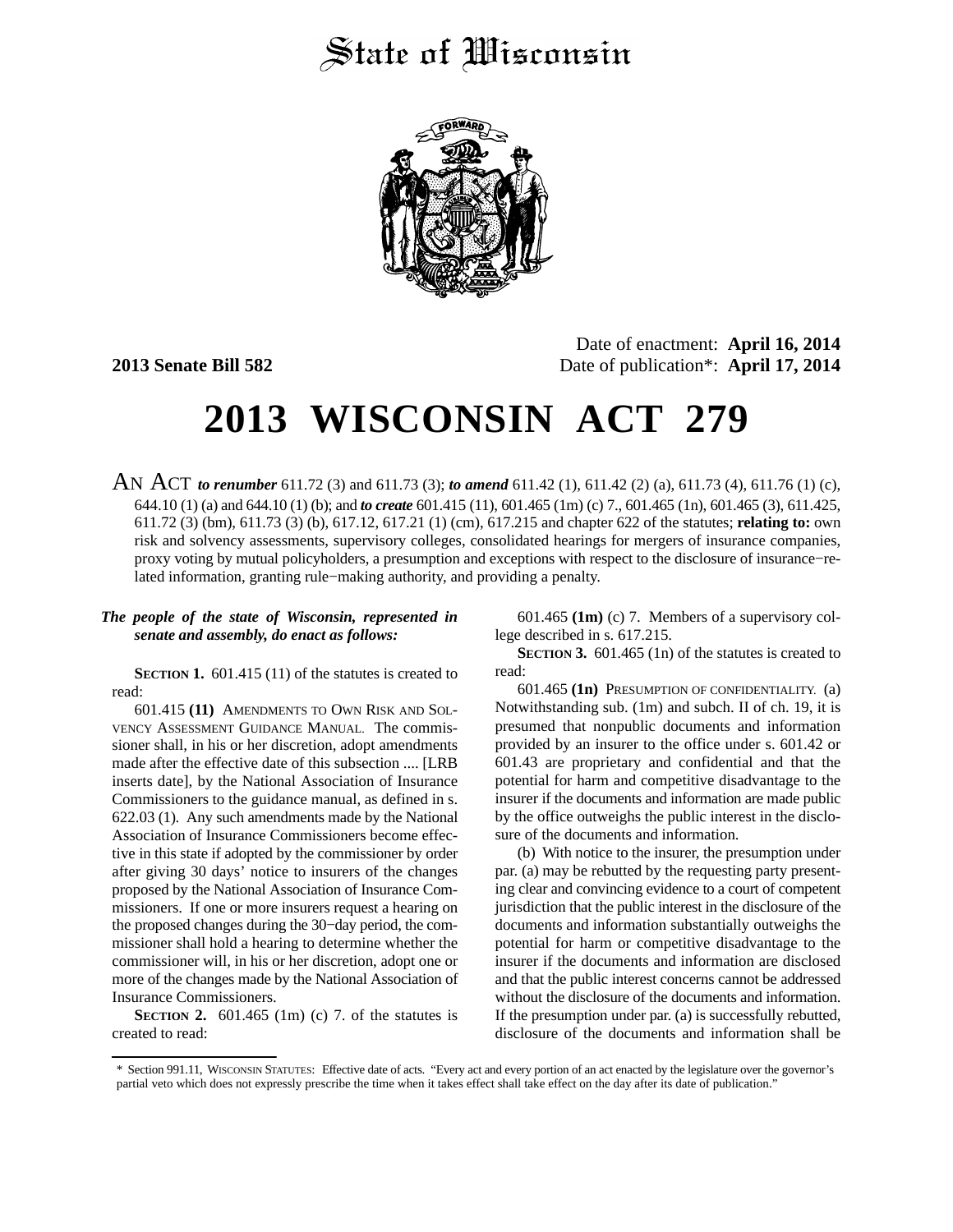# State of Wisconsin

**2013 Senate Bill 582**

Date of enactment: **April 16, 2014**
Date of publication*: **April 17, 2014**

# 2013 WISCONSIN ACT 279

AN ACT ***to renumber*** 611.72 (3) and 611.73 (3); ***to amend*** 611.42 (1), 611.42 (2) (a), 611.73 (4), 611.76 (1) (c), 644.10 (1) (a) and 644.10 (1) (b); and ***to create*** 601.415 (11), 601.465 (1m) (c) 7., 601.465 (1n), 601.465 (3), 611.425, 611.72 (3) (bm), 611.73 (3) (b), 617.12, 617.21 (1) (cm), 617.215 and chapter 622 of the statutes; **relating to:** own risk and solvency assessments, supervisory colleges, consolidated hearings for mergers of insurance companies, proxy voting by mutual policyholders, a presumption and exceptions with respect to the disclosure of insurance−related information, granting rule−making authority, and providing a penalty.

***The people of the state of Wisconsin, represented in senate and assembly, do enact as follows:***

**SECTION 1.** 601.415 (11) of the statutes is created to read:

601.415 **(11)** AMENDMENTS TO OWN RISK AND SOLVENCY ASSESSMENT GUIDANCE MANUAL. The commissioner shall, in his or her discretion, adopt amendments made after the effective date of this subsection .... [LRB inserts date], by the National Association of Insurance Commissioners to the guidance manual, as defined in s. 622.03 (1). Any such amendments made by the National Association of Insurance Commissioners become effective in this state if adopted by the commissioner by order after giving 30 days' notice to insurers of the changes proposed by the National Association of Insurance Commissioners. If one or more insurers request a hearing on the proposed changes during the 30−day period, the commissioner shall hold a hearing to determine whether the commissioner will, in his or her discretion, adopt one or more of the changes made by the National Association of Insurance Commissioners.

**SECTION 2.** 601.465 (1m) (c) 7. of the statutes is created to read:

601.465 **(1m)** (c) 7. Members of a supervisory college described in s. 617.215.

**SECTION 3.** 601.465 (1n) of the statutes is created to read:

601.465 **(1n)** PRESUMPTION OF CONFIDENTIALITY. (a) Notwithstanding sub. (1m) and subch. II of ch. 19, it is presumed that nonpublic documents and information provided by an insurer to the office under s. 601.42 or 601.43 are proprietary and confidential and that the potential for harm and competitive disadvantage to the insurer if the documents and information are made public by the office outweighs the public interest in the disclosure of the documents and information.

(b) With notice to the insurer, the presumption under par. (a) may be rebutted by the requesting party presenting clear and convincing evidence to a court of competent jurisdiction that the public interest in the disclosure of the documents and information substantially outweighs the potential for harm or competitive disadvantage to the insurer if the documents and information are disclosed and that the public interest concerns cannot be addressed without the disclosure of the documents and information. If the presumption under par. (a) is successfully rebutted, disclosure of the documents and information shall be

* Section 991.11, WISCONSIN STATUTES: Effective date of acts. "Every act and every portion of an act enacted by the legislature over the governor's partial veto which does not expressly prescribe the time when it takes effect shall take effect on the day after its date of publication."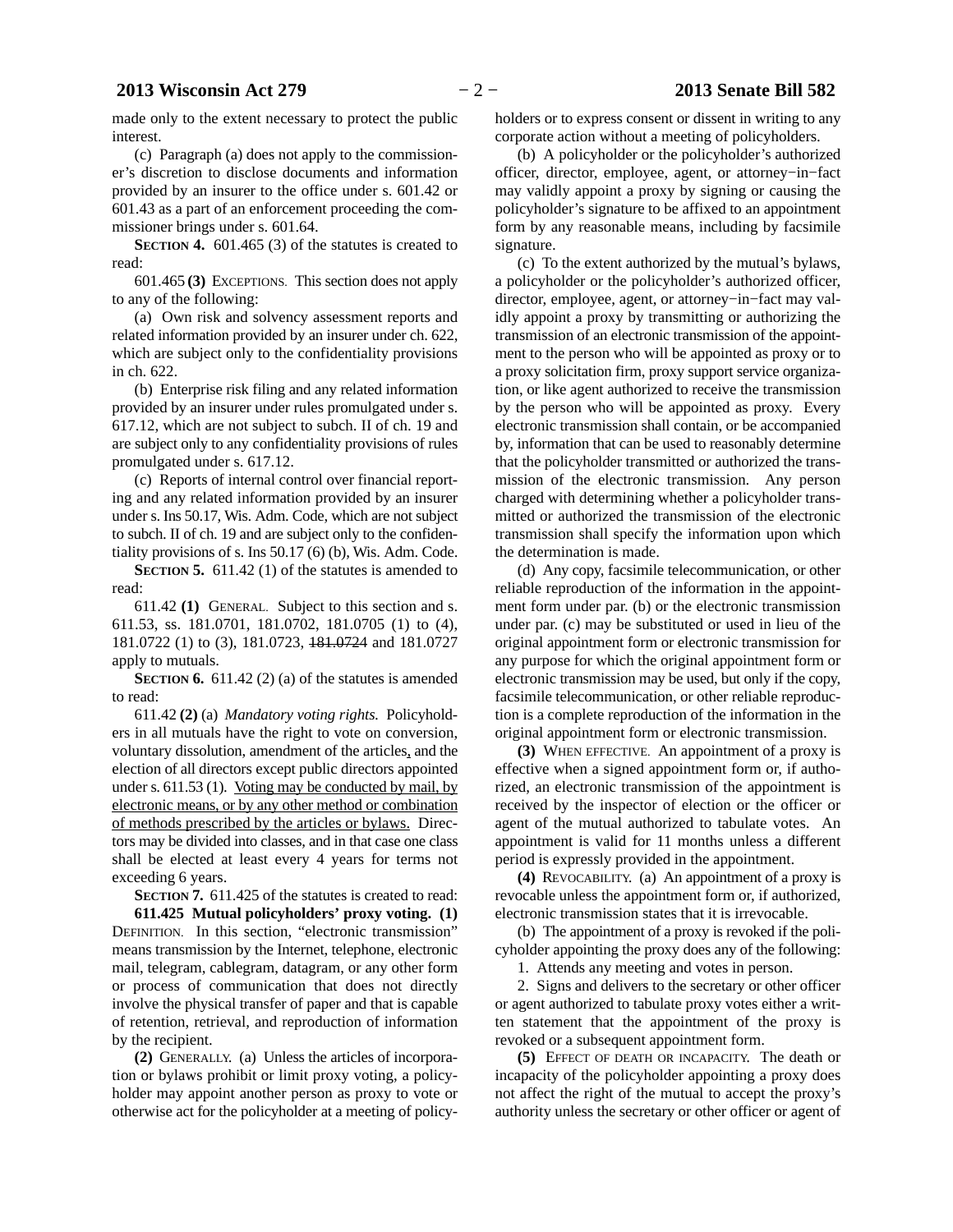made only to the extent necessary to protect the public interest.

(c) Paragraph (a) does not apply to the commissioner's discretion to disclose documents and information provided by an insurer to the office under s. 601.42 or 601.43 as a part of an enforcement proceeding the commissioner brings under s. 601.64.

**SECTION 4.** 601.465 (3) of the statutes is created to read:

601.465 **(3)** EXCEPTIONS. This section does not apply to any of the following:

(a) Own risk and solvency assessment reports and related information provided by an insurer under ch. 622, which are subject only to the confidentiality provisions in ch. 622.

(b) Enterprise risk filing and any related information provided by an insurer under rules promulgated under s. 617.12, which are not subject to subch. II of ch. 19 and are subject only to any confidentiality provisions of rules promulgated under s. 617.12.

(c) Reports of internal control over financial reporting and any related information provided by an insurer under s. Ins 50.17, Wis. Adm. Code, which are not subject to subch. II of ch. 19 and are subject only to the confidentiality provisions of s. Ins 50.17 (6) (b), Wis. Adm. Code.

**SECTION 5.** 611.42 (1) of the statutes is amended to read:

611.42 **(1)** GENERAL. Subject to this section and s. 611.53, ss. 181.0701, 181.0702, 181.0705 (1) to (4), 181.0722 (1) to (3), 181.0723, ~~181.0724~~ and 181.0727 apply to mutuals.

**SECTION 6.** 611.42 (2) (a) of the statutes is amended to read:

611.42 **(2)** (a) *Mandatory voting rights.* Policyholders in all mutuals have the right to vote on conversion, voluntary dissolution, amendment of the articles, and the election of all directors except public directors appointed under s. 611.53 (1). Voting may be conducted by mail, by electronic means, or by any other method or combination of methods prescribed by the articles or bylaws. Directors may be divided into classes, and in that case one class shall be elected at least every 4 years for terms not exceeding 6 years.

**SECTION 7.** 611.425 of the statutes is created to read:

**611.425 Mutual policyholders' proxy voting. (1)** DEFINITION. In this section, "electronic transmission" means transmission by the Internet, telephone, electronic mail, telegram, cablegram, datagram, or any other form or process of communication that does not directly involve the physical transfer of paper and that is capable of retention, retrieval, and reproduction of information by the recipient.

**(2)** GENERALLY. (a) Unless the articles of incorporation or bylaws prohibit or limit proxy voting, a policyholder may appoint another person as proxy to vote or otherwise act for the policyholder at a meeting of policyholders or to express consent or dissent in writing to any corporate action without a meeting of policyholders.

(b) A policyholder or the policyholder's authorized officer, director, employee, agent, or attorney−in−fact may validly appoint a proxy by signing or causing the policyholder's signature to be affixed to an appointment form by any reasonable means, including by facsimile signature.

(c) To the extent authorized by the mutual's bylaws, a policyholder or the policyholder's authorized officer, director, employee, agent, or attorney−in−fact may validly appoint a proxy by transmitting or authorizing the transmission of an electronic transmission of the appointment to the person who will be appointed as proxy or to a proxy solicitation firm, proxy support service organization, or like agent authorized to receive the transmission by the person who will be appointed as proxy. Every electronic transmission shall contain, or be accompanied by, information that can be used to reasonably determine that the policyholder transmitted or authorized the transmission of the electronic transmission. Any person charged with determining whether a policyholder transmitted or authorized the transmission of the electronic transmission shall specify the information upon which the determination is made.

(d) Any copy, facsimile telecommunication, or other reliable reproduction of the information in the appointment form under par. (b) or the electronic transmission under par. (c) may be substituted or used in lieu of the original appointment form or electronic transmission for any purpose for which the original appointment form or electronic transmission may be used, but only if the copy, facsimile telecommunication, or other reliable reproduction is a complete reproduction of the information in the original appointment form or electronic transmission.

**(3)** WHEN EFFECTIVE. An appointment of a proxy is effective when a signed appointment form or, if authorized, an electronic transmission of the appointment is received by the inspector of election or the officer or agent of the mutual authorized to tabulate votes. An appointment is valid for 11 months unless a different period is expressly provided in the appointment.

**(4)** REVOCABILITY. (a) An appointment of a proxy is revocable unless the appointment form or, if authorized, electronic transmission states that it is irrevocable.

(b) The appointment of a proxy is revoked if the policyholder appointing the proxy does any of the following:

1. Attends any meeting and votes in person.

2. Signs and delivers to the secretary or other officer or agent authorized to tabulate proxy votes either a written statement that the appointment of the proxy is revoked or a subsequent appointment form.

**(5)** EFFECT OF DEATH OR INCAPACITY. The death or incapacity of the policyholder appointing a proxy does not affect the right of the mutual to accept the proxy's authority unless the secretary or other officer or agent of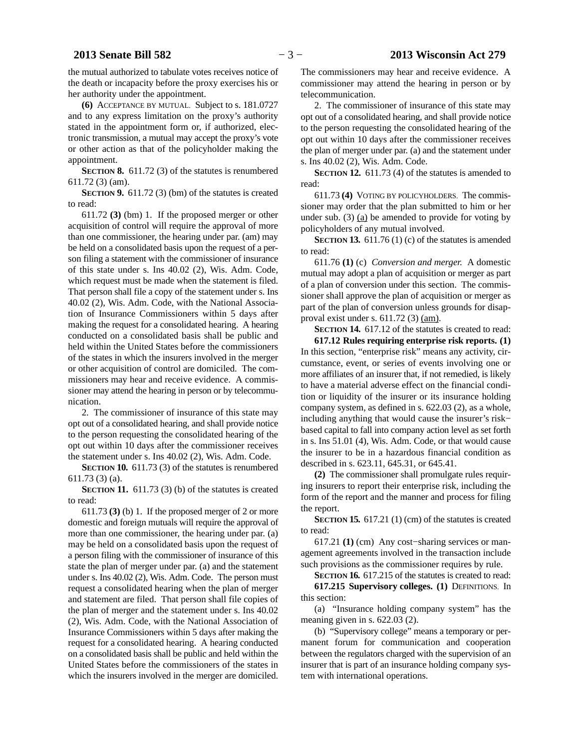the mutual authorized to tabulate votes receives notice of the death or incapacity before the proxy exercises his or her authority under the appointment.

**(6)** ACCEPTANCE BY MUTUAL. Subject to s. 181.0727 and to any express limitation on the proxy's authority stated in the appointment form or, if authorized, electronic transmission, a mutual may accept the proxy's vote or other action as that of the policyholder making the appointment.

**SECTION 8.** 611.72 (3) of the statutes is renumbered 611.72 (3) (am).

**SECTION 9.** 611.72 (3) (bm) of the statutes is created to read:

611.72 **(3)** (bm) 1. If the proposed merger or other acquisition of control will require the approval of more than one commissioner, the hearing under par. (am) may be held on a consolidated basis upon the request of a person filing a statement with the commissioner of insurance of this state under s. Ins 40.02 (2), Wis. Adm. Code, which request must be made when the statement is filed. That person shall file a copy of the statement under s. Ins 40.02 (2), Wis. Adm. Code, with the National Association of Insurance Commissioners within 5 days after making the request for a consolidated hearing. A hearing conducted on a consolidated basis shall be public and held within the United States before the commissioners of the states in which the insurers involved in the merger or other acquisition of control are domiciled. The commissioners may hear and receive evidence. A commissioner may attend the hearing in person or by telecommunication.

2. The commissioner of insurance of this state may opt out of a consolidated hearing, and shall provide notice to the person requesting the consolidated hearing of the opt out within 10 days after the commissioner receives the statement under s. Ins 40.02 (2), Wis. Adm. Code.

**SECTION 10.** 611.73 (3) of the statutes is renumbered 611.73 (3) (a).

**SECTION 11.** 611.73 (3) (b) of the statutes is created to read:

611.73 **(3)** (b) 1. If the proposed merger of 2 or more domestic and foreign mutuals will require the approval of more than one commissioner, the hearing under par. (a) may be held on a consolidated basis upon the request of a person filing with the commissioner of insurance of this state the plan of merger under par. (a) and the statement under s. Ins 40.02 (2), Wis. Adm. Code. The person must request a consolidated hearing when the plan of merger and statement are filed. That person shall file copies of the plan of merger and the statement under s. Ins 40.02 (2), Wis. Adm. Code, with the National Association of Insurance Commissioners within 5 days after making the request for a consolidated hearing. A hearing conducted on a consolidated basis shall be public and held within the United States before the commissioners of the states in which the insurers involved in the merger are domiciled. The commissioners may hear and receive evidence. A commissioner may attend the hearing in person or by telecommunication.

2. The commissioner of insurance of this state may opt out of a consolidated hearing, and shall provide notice to the person requesting the consolidated hearing of the opt out within 10 days after the commissioner receives the plan of merger under par. (a) and the statement under s. Ins 40.02 (2), Wis. Adm. Code.

**SECTION 12.** 611.73 (4) of the statutes is amended to read:

611.73 **(4)** VOTING BY POLICYHOLDERS. The commissioner may order that the plan submitted to him or her under sub. (3) <u>(a)</u> be amended to provide for voting by policyholders of any mutual involved.

**SECTION 13.** 611.76 (1) (c) of the statutes is amended to read:

611.76 **(1)** (c) *Conversion and merger.* A domestic mutual may adopt a plan of acquisition or merger as part of a plan of conversion under this section. The commissioner shall approve the plan of acquisition or merger as part of the plan of conversion unless grounds for disapproval exist under s. 611.72 (3) <u>(am)</u>.

**SECTION 14.** 617.12 of the statutes is created to read:

**617.12 Rules requiring enterprise risk reports. (1)** In this section, "enterprise risk" means any activity, circumstance, event, or series of events involving one or more affiliates of an insurer that, if not remedied, is likely to have a material adverse effect on the financial condition or liquidity of the insurer or its insurance holding company system, as defined in s. 622.03 (2), as a whole, including anything that would cause the insurer's risk−based capital to fall into company action level as set forth in s. Ins 51.01 (4), Wis. Adm. Code, or that would cause the insurer to be in a hazardous financial condition as described in s. 623.11, 645.31, or 645.41.

**(2)** The commissioner shall promulgate rules requiring insurers to report their enterprise risk, including the form of the report and the manner and process for filing the report.

**SECTION 15.** 617.21 (1) (cm) of the statutes is created to read:

617.21 **(1)** (cm) Any cost−sharing services or management agreements involved in the transaction include such provisions as the commissioner requires by rule.

**SECTION 16.** 617.215 of the statutes is created to read:

**617.215 Supervisory colleges. (1)** DEFINITIONS. In this section:

(a) "Insurance holding company system" has the meaning given in s. 622.03 (2).

(b) "Supervisory college" means a temporary or permanent forum for communication and cooperation between the regulators charged with the supervision of an insurer that is part of an insurance holding company system with international operations.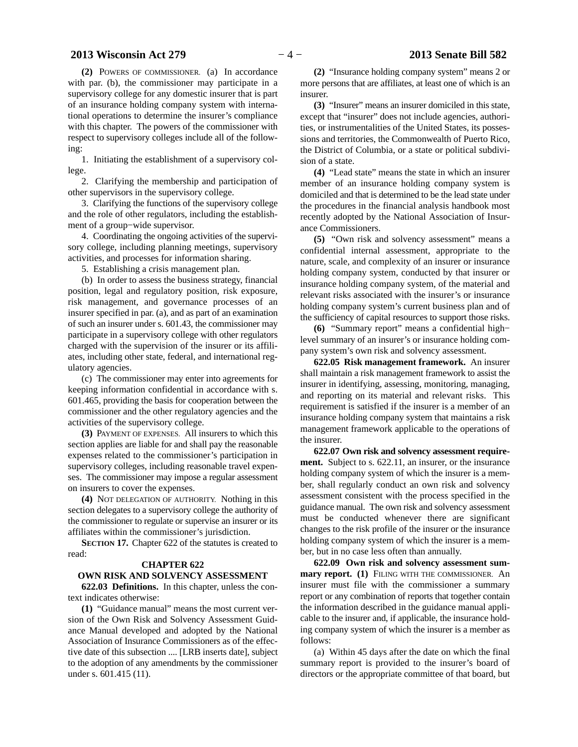**(2)** POWERS OF COMMISSIONER. (a) In accordance with par. (b), the commissioner may participate in a supervisory college for any domestic insurer that is part of an insurance holding company system with international operations to determine the insurer's compliance with this chapter. The powers of the commissioner with respect to supervisory colleges include all of the following:

1. Initiating the establishment of a supervisory college.

2. Clarifying the membership and participation of other supervisors in the supervisory college.

3. Clarifying the functions of the supervisory college and the role of other regulators, including the establishment of a group−wide supervisor.

4. Coordinating the ongoing activities of the supervisory college, including planning meetings, supervisory activities, and processes for information sharing.

5. Establishing a crisis management plan.

(b) In order to assess the business strategy, financial position, legal and regulatory position, risk exposure, risk management, and governance processes of an insurer specified in par. (a), and as part of an examination of such an insurer under s. 601.43, the commissioner may participate in a supervisory college with other regulators charged with the supervision of the insurer or its affiliates, including other state, federal, and international regulatory agencies.

(c) The commissioner may enter into agreements for keeping information confidential in accordance with s. 601.465, providing the basis for cooperation between the commissioner and the other regulatory agencies and the activities of the supervisory college.

**(3)** PAYMENT OF EXPENSES. All insurers to which this section applies are liable for and shall pay the reasonable expenses related to the commissioner's participation in supervisory colleges, including reasonable travel expenses. The commissioner may impose a regular assessment on insurers to cover the expenses.

**(4)** NOT DELEGATION OF AUTHORITY. Nothing in this section delegates to a supervisory college the authority of the commissioner to regulate or supervise an insurer or its affiliates within the commissioner's jurisdiction.

**SECTION 17.** Chapter 622 of the statutes is created to read:

## CHAPTER 622
## OWN RISK AND SOLVENCY ASSESSMENT

**622.03 Definitions.** In this chapter, unless the context indicates otherwise:

**(1)** "Guidance manual" means the most current version of the Own Risk and Solvency Assessment Guidance Manual developed and adopted by the National Association of Insurance Commissioners as of the effective date of this subsection .... [LRB inserts date], subject to the adoption of any amendments by the commissioner under s. 601.415 (11).

**(2)** "Insurance holding company system" means 2 or more persons that are affiliates, at least one of which is an insurer.

**(3)** "Insurer" means an insurer domiciled in this state, except that "insurer" does not include agencies, authorities, or instrumentalities of the United States, its possessions and territories, the Commonwealth of Puerto Rico, the District of Columbia, or a state or political subdivision of a state.

**(4)** "Lead state" means the state in which an insurer member of an insurance holding company system is domiciled and that is determined to be the lead state under the procedures in the financial analysis handbook most recently adopted by the National Association of Insurance Commissioners.

**(5)** "Own risk and solvency assessment" means a confidential internal assessment, appropriate to the nature, scale, and complexity of an insurer or insurance holding company system, conducted by that insurer or insurance holding company system, of the material and relevant risks associated with the insurer's or insurance holding company system's current business plan and of the sufficiency of capital resources to support those risks.

**(6)** "Summary report" means a confidential high−level summary of an insurer's or insurance holding company system's own risk and solvency assessment.

**622.05 Risk management framework.** An insurer shall maintain a risk management framework to assist the insurer in identifying, assessing, monitoring, managing, and reporting on its material and relevant risks. This requirement is satisfied if the insurer is a member of an insurance holding company system that maintains a risk management framework applicable to the operations of the insurer.

**622.07 Own risk and solvency assessment requirement.** Subject to s. 622.11, an insurer, or the insurance holding company system of which the insurer is a member, shall regularly conduct an own risk and solvency assessment consistent with the process specified in the guidance manual. The own risk and solvency assessment must be conducted whenever there are significant changes to the risk profile of the insurer or the insurance holding company system of which the insurer is a member, but in no case less often than annually.

**622.09 Own risk and solvency assessment summary report. (1)** FILING WITH THE COMMISSIONER. An insurer must file with the commissioner a summary report or any combination of reports that together contain the information described in the guidance manual applicable to the insurer and, if applicable, the insurance holding company system of which the insurer is a member as follows:

(a) Within 45 days after the date on which the final summary report is provided to the insurer's board of directors or the appropriate committee of that board, but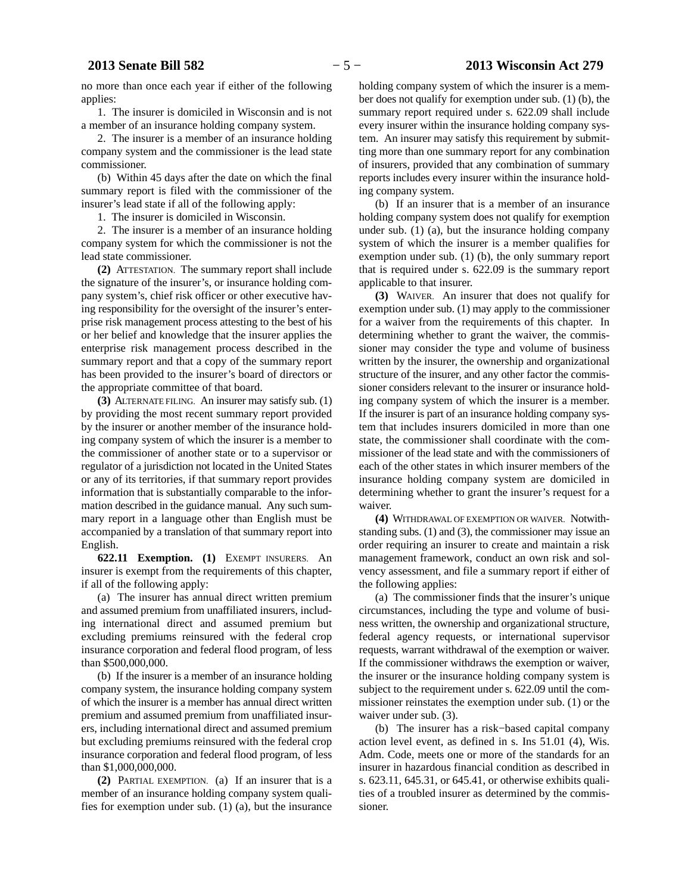no more than once each year if either of the following applies:

1. The insurer is domiciled in Wisconsin and is not a member of an insurance holding company system.

2. The insurer is a member of an insurance holding company system and the commissioner is the lead state commissioner.

(b) Within 45 days after the date on which the final summary report is filed with the commissioner of the insurer's lead state if all of the following apply:

1. The insurer is domiciled in Wisconsin.

2. The insurer is a member of an insurance holding company system for which the commissioner is not the lead state commissioner.

**(2)** ATTESTATION. The summary report shall include the signature of the insurer's, or insurance holding company system's, chief risk officer or other executive having responsibility for the oversight of the insurer's enterprise risk management process attesting to the best of his or her belief and knowledge that the insurer applies the enterprise risk management process described in the summary report and that a copy of the summary report has been provided to the insurer's board of directors or the appropriate committee of that board.

**(3)** ALTERNATE FILING. An insurer may satisfy sub. (1) by providing the most recent summary report provided by the insurer or another member of the insurance holding company system of which the insurer is a member to the commissioner of another state or to a supervisor or regulator of a jurisdiction not located in the United States or any of its territories, if that summary report provides information that is substantially comparable to the information described in the guidance manual. Any such summary report in a language other than English must be accompanied by a translation of that summary report into English.

**622.11 Exemption. (1)** EXEMPT INSURERS. An insurer is exempt from the requirements of this chapter, if all of the following apply:

(a) The insurer has annual direct written premium and assumed premium from unaffiliated insurers, including international direct and assumed premium but excluding premiums reinsured with the federal crop insurance corporation and federal flood program, of less than $500,000,000.

(b) If the insurer is a member of an insurance holding company system, the insurance holding company system of which the insurer is a member has annual direct written premium and assumed premium from unaffiliated insurers, including international direct and assumed premium but excluding premiums reinsured with the federal crop insurance corporation and federal flood program, of less than $1,000,000,000.

**(2)** PARTIAL EXEMPTION. (a) If an insurer that is a member of an insurance holding company system qualifies for exemption under sub. (1) (a), but the insurance holding company system of which the insurer is a member does not qualify for exemption under sub. (1) (b), the summary report required under s. 622.09 shall include every insurer within the insurance holding company system. An insurer may satisfy this requirement by submitting more than one summary report for any combination of insurers, provided that any combination of summary reports includes every insurer within the insurance holding company system.

(b) If an insurer that is a member of an insurance holding company system does not qualify for exemption under sub. (1) (a), but the insurance holding company system of which the insurer is a member qualifies for exemption under sub. (1) (b), the only summary report that is required under s. 622.09 is the summary report applicable to that insurer.

**(3)** WAIVER. An insurer that does not qualify for exemption under sub. (1) may apply to the commissioner for a waiver from the requirements of this chapter. In determining whether to grant the waiver, the commissioner may consider the type and volume of business written by the insurer, the ownership and organizational structure of the insurer, and any other factor the commissioner considers relevant to the insurer or insurance holding company system of which the insurer is a member. If the insurer is part of an insurance holding company system that includes insurers domiciled in more than one state, the commissioner shall coordinate with the commissioner of the lead state and with the commissioners of each of the other states in which insurer members of the insurance holding company system are domiciled in determining whether to grant the insurer's request for a waiver.

**(4)** WITHDRAWAL OF EXEMPTION OR WAIVER. Notwithstanding subs. (1) and (3), the commissioner may issue an order requiring an insurer to create and maintain a risk management framework, conduct an own risk and solvency assessment, and file a summary report if either of the following applies:

(a) The commissioner finds that the insurer's unique circumstances, including the type and volume of business written, the ownership and organizational structure, federal agency requests, or international supervisor requests, warrant withdrawal of the exemption or waiver. If the commissioner withdraws the exemption or waiver, the insurer or the insurance holding company system is subject to the requirement under s. 622.09 until the commissioner reinstates the exemption under sub. (1) or the waiver under sub. (3).

(b) The insurer has a risk−based capital company action level event, as defined in s. Ins 51.01 (4), Wis. Adm. Code, meets one or more of the standards for an insurer in hazardous financial condition as described in s. 623.11, 645.31, or 645.41, or otherwise exhibits qualities of a troubled insurer as determined by the commissioner.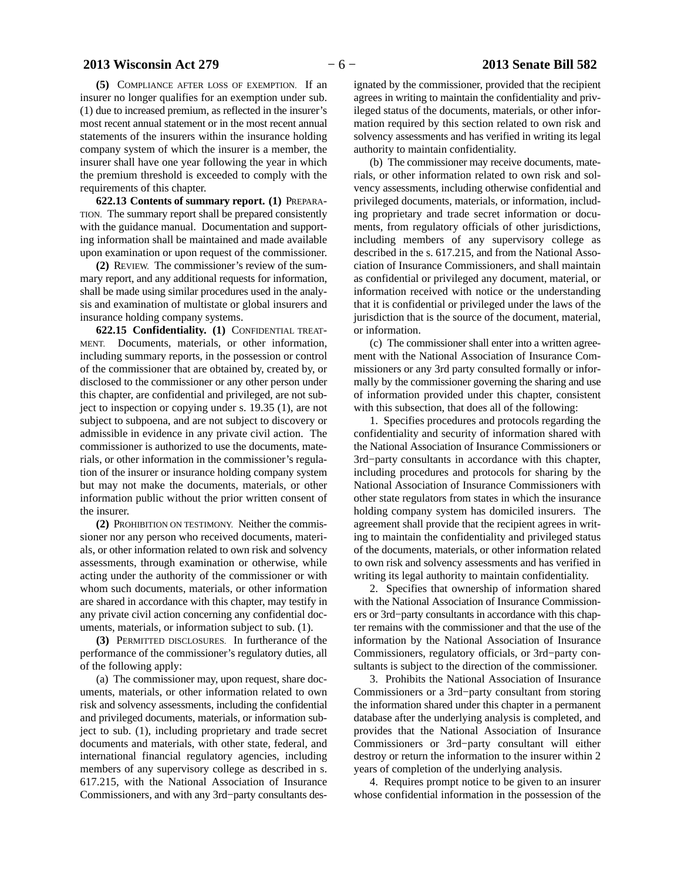**(5)** COMPLIANCE AFTER LOSS OF EXEMPTION. If an insurer no longer qualifies for an exemption under sub. (1) due to increased premium, as reflected in the insurer's most recent annual statement or in the most recent annual statements of the insurers within the insurance holding company system of which the insurer is a member, the insurer shall have one year following the year in which the premium threshold is exceeded to comply with the requirements of this chapter.

**622.13 Contents of summary report. (1)** PREPARATION. The summary report shall be prepared consistently with the guidance manual. Documentation and supporting information shall be maintained and made available upon examination or upon request of the commissioner.

**(2)** REVIEW. The commissioner's review of the summary report, and any additional requests for information, shall be made using similar procedures used in the analysis and examination of multistate or global insurers and insurance holding company systems.

**622.15 Confidentiality. (1)** CONFIDENTIAL TREATMENT. Documents, materials, or other information, including summary reports, in the possession or control of the commissioner that are obtained by, created by, or disclosed to the commissioner or any other person under this chapter, are confidential and privileged, are not subject to inspection or copying under s. 19.35 (1), are not subject to subpoena, and are not subject to discovery or admissible in evidence in any private civil action. The commissioner is authorized to use the documents, materials, or other information in the commissioner's regulation of the insurer or insurance holding company system but may not make the documents, materials, or other information public without the prior written consent of the insurer.

**(2)** PROHIBITION ON TESTIMONY. Neither the commissioner nor any person who received documents, materials, or other information related to own risk and solvency assessments, through examination or otherwise, while acting under the authority of the commissioner or with whom such documents, materials, or other information are shared in accordance with this chapter, may testify in any private civil action concerning any confidential documents, materials, or information subject to sub. (1).

**(3)** PERMITTED DISCLOSURES. In furtherance of the performance of the commissioner's regulatory duties, all of the following apply:

(a) The commissioner may, upon request, share documents, materials, or other information related to own risk and solvency assessments, including the confidential and privileged documents, materials, or information subject to sub. (1), including proprietary and trade secret documents and materials, with other state, federal, and international financial regulatory agencies, including members of any supervisory college as described in s. 617.215, with the National Association of Insurance Commissioners, and with any 3rd−party consultants designated by the commissioner, provided that the recipient agrees in writing to maintain the confidentiality and privileged status of the documents, materials, or other information required by this section related to own risk and solvency assessments and has verified in writing its legal authority to maintain confidentiality.

(b) The commissioner may receive documents, materials, or other information related to own risk and solvency assessments, including otherwise confidential and privileged documents, materials, or information, including proprietary and trade secret information or documents, from regulatory officials of other jurisdictions, including members of any supervisory college as described in the s. 617.215, and from the National Association of Insurance Commissioners, and shall maintain as confidential or privileged any document, material, or information received with notice or the understanding that it is confidential or privileged under the laws of the jurisdiction that is the source of the document, material, or information.

(c) The commissioner shall enter into a written agreement with the National Association of Insurance Commissioners or any 3rd party consulted formally or informally by the commissioner governing the sharing and use of information provided under this chapter, consistent with this subsection, that does all of the following:

1. Specifies procedures and protocols regarding the confidentiality and security of information shared with the National Association of Insurance Commissioners or 3rd−party consultants in accordance with this chapter, including procedures and protocols for sharing by the National Association of Insurance Commissioners with other state regulators from states in which the insurance holding company system has domiciled insurers. The agreement shall provide that the recipient agrees in writing to maintain the confidentiality and privileged status of the documents, materials, or other information related to own risk and solvency assessments and has verified in writing its legal authority to maintain confidentiality.

2. Specifies that ownership of information shared with the National Association of Insurance Commissioners or 3rd−party consultants in accordance with this chapter remains with the commissioner and that the use of the information by the National Association of Insurance Commissioners, regulatory officials, or 3rd−party consultants is subject to the direction of the commissioner.

3. Prohibits the National Association of Insurance Commissioners or a 3rd−party consultant from storing the information shared under this chapter in a permanent database after the underlying analysis is completed, and provides that the National Association of Insurance Commissioners or 3rd−party consultant will either destroy or return the information to the insurer within 2 years of completion of the underlying analysis.

4. Requires prompt notice to be given to an insurer whose confidential information in the possession of the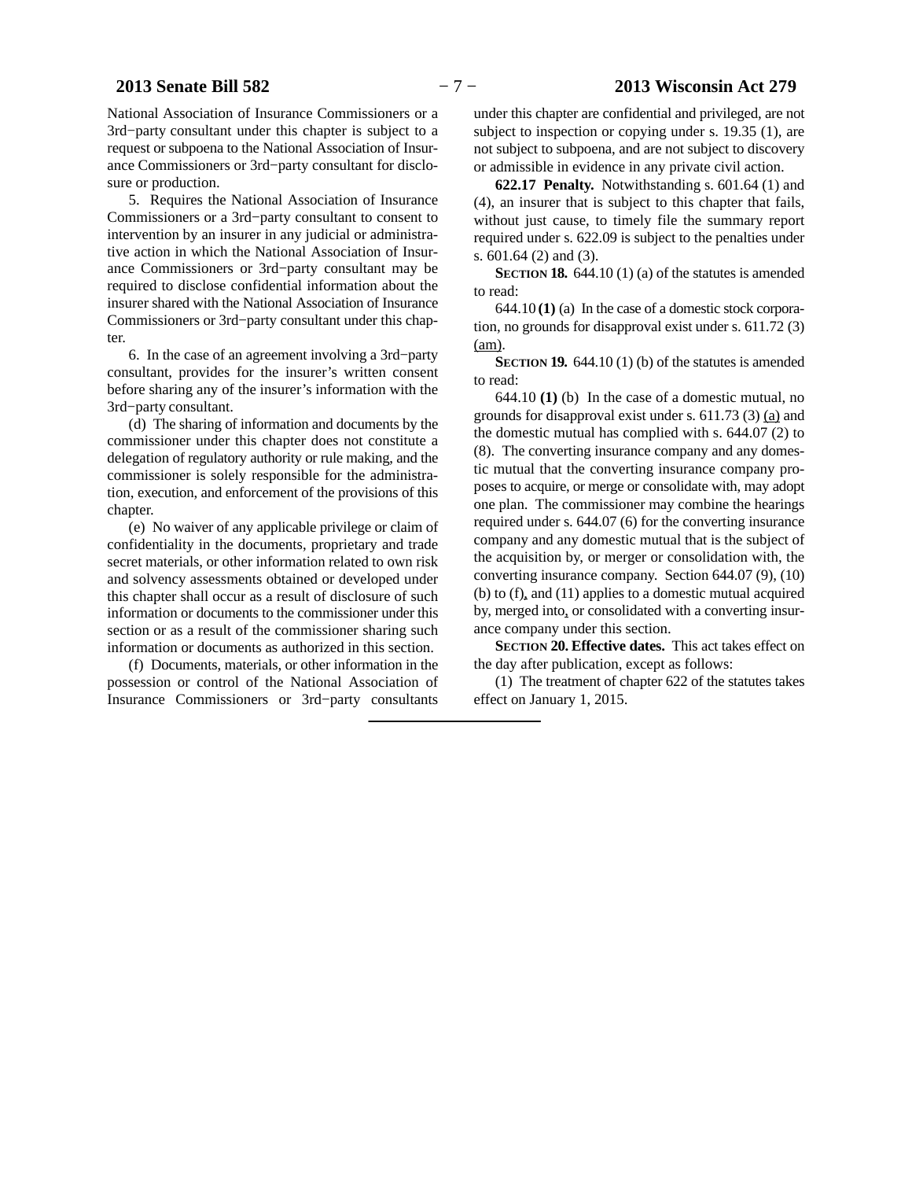National Association of Insurance Commissioners or a 3rd−party consultant under this chapter is subject to a request or subpoena to the National Association of Insurance Commissioners or 3rd−party consultant for disclosure or production.

5. Requires the National Association of Insurance Commissioners or a 3rd−party consultant to consent to intervention by an insurer in any judicial or administrative action in which the National Association of Insurance Commissioners or 3rd−party consultant may be required to disclose confidential information about the insurer shared with the National Association of Insurance Commissioners or 3rd−party consultant under this chapter.

6. In the case of an agreement involving a 3rd−party consultant, provides for the insurer's written consent before sharing any of the insurer's information with the 3rd−party consultant.

(d) The sharing of information and documents by the commissioner under this chapter does not constitute a delegation of regulatory authority or rule making, and the commissioner is solely responsible for the administration, execution, and enforcement of the provisions of this chapter.

(e) No waiver of any applicable privilege or claim of confidentiality in the documents, proprietary and trade secret materials, or other information related to own risk and solvency assessments obtained or developed under this chapter shall occur as a result of disclosure of such information or documents to the commissioner under this section or as a result of the commissioner sharing such information or documents as authorized in this section.

(f) Documents, materials, or other information in the possession or control of the National Association of Insurance Commissioners or 3rd−party consultants under this chapter are confidential and privileged, are not subject to inspection or copying under s. 19.35 (1), are not subject to subpoena, and are not subject to discovery or admissible in evidence in any private civil action.

**622.17 Penalty.** Notwithstanding s. 601.64 (1) and (4), an insurer that is subject to this chapter that fails, without just cause, to timely file the summary report required under s. 622.09 is subject to the penalties under s. 601.64 (2) and (3).

**SECTION 18.** 644.10 (1) (a) of the statutes is amended to read:

644.10 **(1)** (a) In the case of a domestic stock corporation, no grounds for disapproval exist under s. 611.72 (3) (am).

**SECTION 19.** 644.10 (1) (b) of the statutes is amended to read:

644.10 **(1)** (b) In the case of a domestic mutual, no grounds for disapproval exist under s. 611.73 (3) (a) and the domestic mutual has complied with s. 644.07 (2) to (8). The converting insurance company and any domestic mutual that the converting insurance company proposes to acquire, or merge or consolidate with, may adopt one plan. The commissioner may combine the hearings required under s. 644.07 (6) for the converting insurance company and any domestic mutual that is the subject of the acquisition by, or merger or consolidation with, the converting insurance company. Section 644.07 (9), (10) (b) to (f), and (11) applies to a domestic mutual acquired by, merged into, or consolidated with a converting insurance company under this section.

**SECTION 20. Effective dates.** This act takes effect on the day after publication, except as follows:

(1) The treatment of chapter 622 of the statutes takes effect on January 1, 2015.